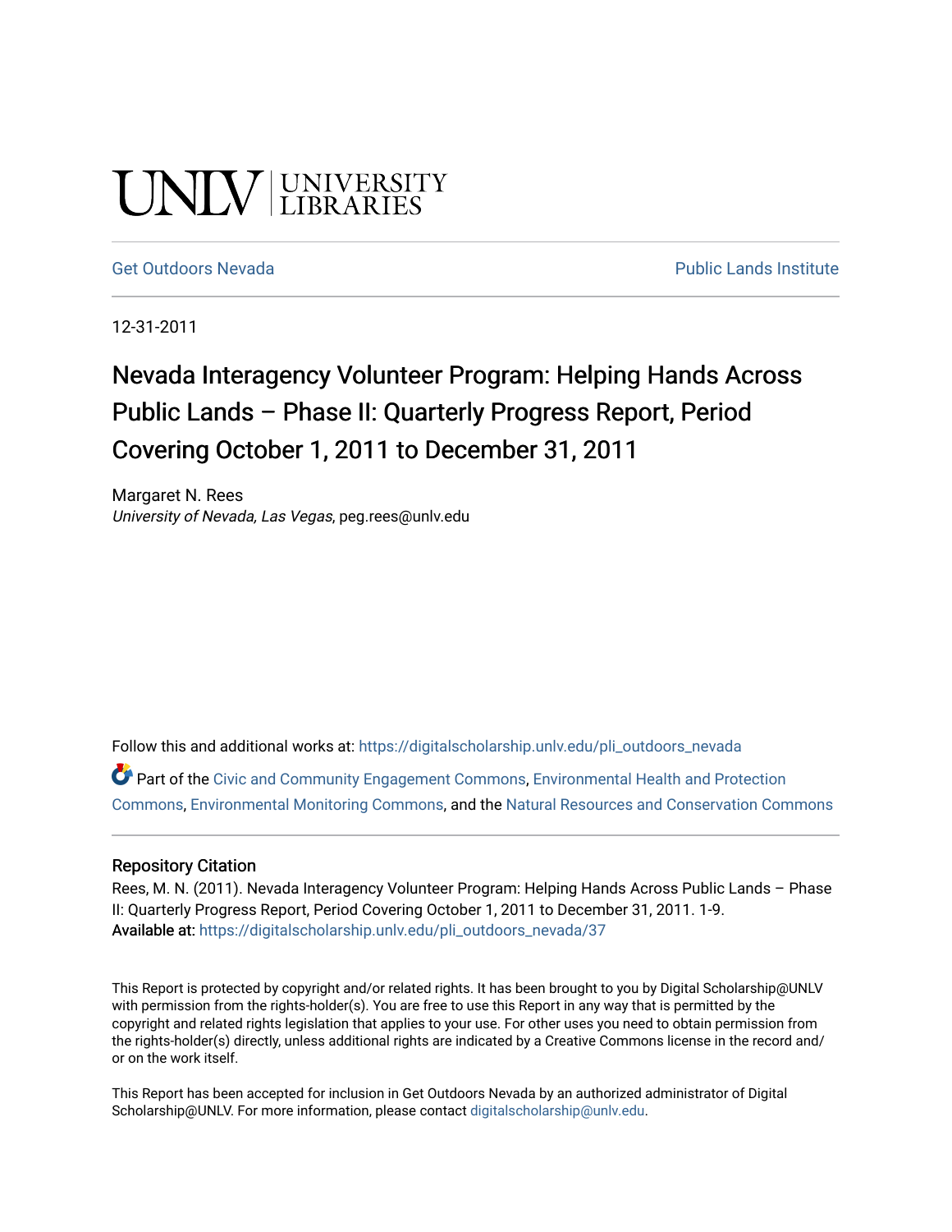UNLV | UNIVERSITY LIBRARIES

Get Outdoors Nevada | Public Lands Institute

12-31-2011

# Nevada Interagency Volunteer Program: Helping Hands Across Public Lands – Phase II: Quarterly Progress Report, Period Covering October 1, 2011 to December 31, 2011

Margaret N. Rees
*University of Nevada, Las Vegas*, peg.rees@unlv.edu

Follow this and additional works at: https://digitalscholarship.unlv.edu/pli_outdoors_nevada

Part of the Civic and Community Engagement Commons, Environmental Health and Protection Commons, Environmental Monitoring Commons, and the Natural Resources and Conservation Commons

## Repository Citation

Rees, M. N. (2011). Nevada Interagency Volunteer Program: Helping Hands Across Public Lands – Phase II: Quarterly Progress Report, Period Covering October 1, 2011 to December 31, 2011. 1-9.
**Available at:** https://digitalscholarship.unlv.edu/pli_outdoors_nevada/37

This Report is protected by copyright and/or related rights. It has been brought to you by Digital Scholarship@UNLV with permission from the rights-holder(s). You are free to use this Report in any way that is permitted by the copyright and related rights legislation that applies to your use. For other uses you need to obtain permission from the rights-holder(s) directly, unless additional rights are indicated by a Creative Commons license in the record and/or on the work itself.

This Report has been accepted for inclusion in Get Outdoors Nevada by an authorized administrator of Digital Scholarship@UNLV. For more information, please contact digitalscholarship@unlv.edu.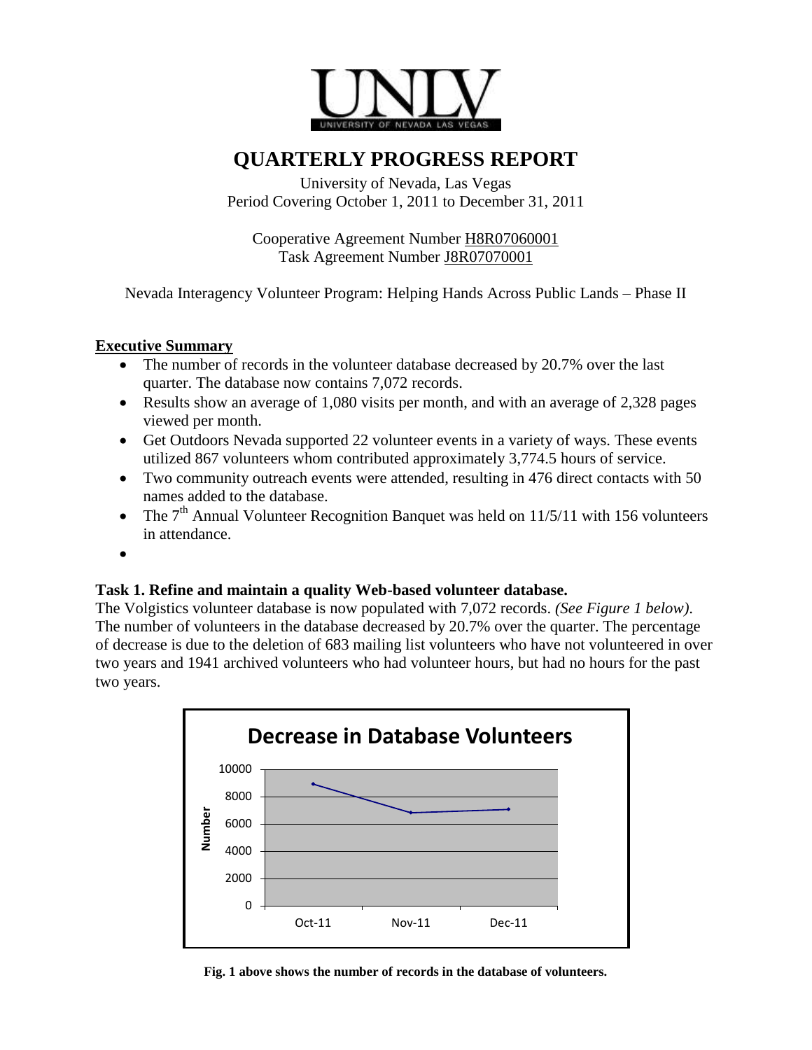UNLV
UNIVERSITY OF NEVADA LAS VEGAS

# QUARTERLY PROGRESS REPORT

University of Nevada, Las Vegas
Period Covering October 1, 2011 to December 31, 2011

Cooperative Agreement Number H8R07060001
Task Agreement Number J8R07070001

Nevada Interagency Volunteer Program: Helping Hands Across Public Lands – Phase II

## Executive Summary

- The number of records in the volunteer database decreased by 20.7% over the last quarter. The database now contains 7,072 records.
- Results show an average of 1,080 visits per month, and with an average of 2,328 pages viewed per month.
- Get Outdoors Nevada supported 22 volunteer events in a variety of ways. These events utilized 867 volunteers whom contributed approximately 3,774.5 hours of service.
- Two community outreach events were attended, resulting in 476 direct contacts with 50 names added to the database.
- The 7th Annual Volunteer Recognition Banquet was held on 11/5/11 with 156 volunteers in attendance.
- 

### Task 1. Refine and maintain a quality Web-based volunteer database.

The Volgistics volunteer database is now populated with 7,072 records. *(See Figure 1 below).* The number of volunteers in the database decreased by 20.7% over the quarter. The percentage of decrease is due to the deletion of 683 mailing list volunteers who have not volunteered in over two years and 1941 archived volunteers who had volunteer hours, but had no hours for the past two years.

**Decrease in Database Volunteers**

| Month | Number |
|---|---|
| Oct-11 | ~8,900 |
| Nov-11 | ~6,850 |
| Dec-11 | 7,072 |

**Fig. 1 above shows the number of records in the database of volunteers.**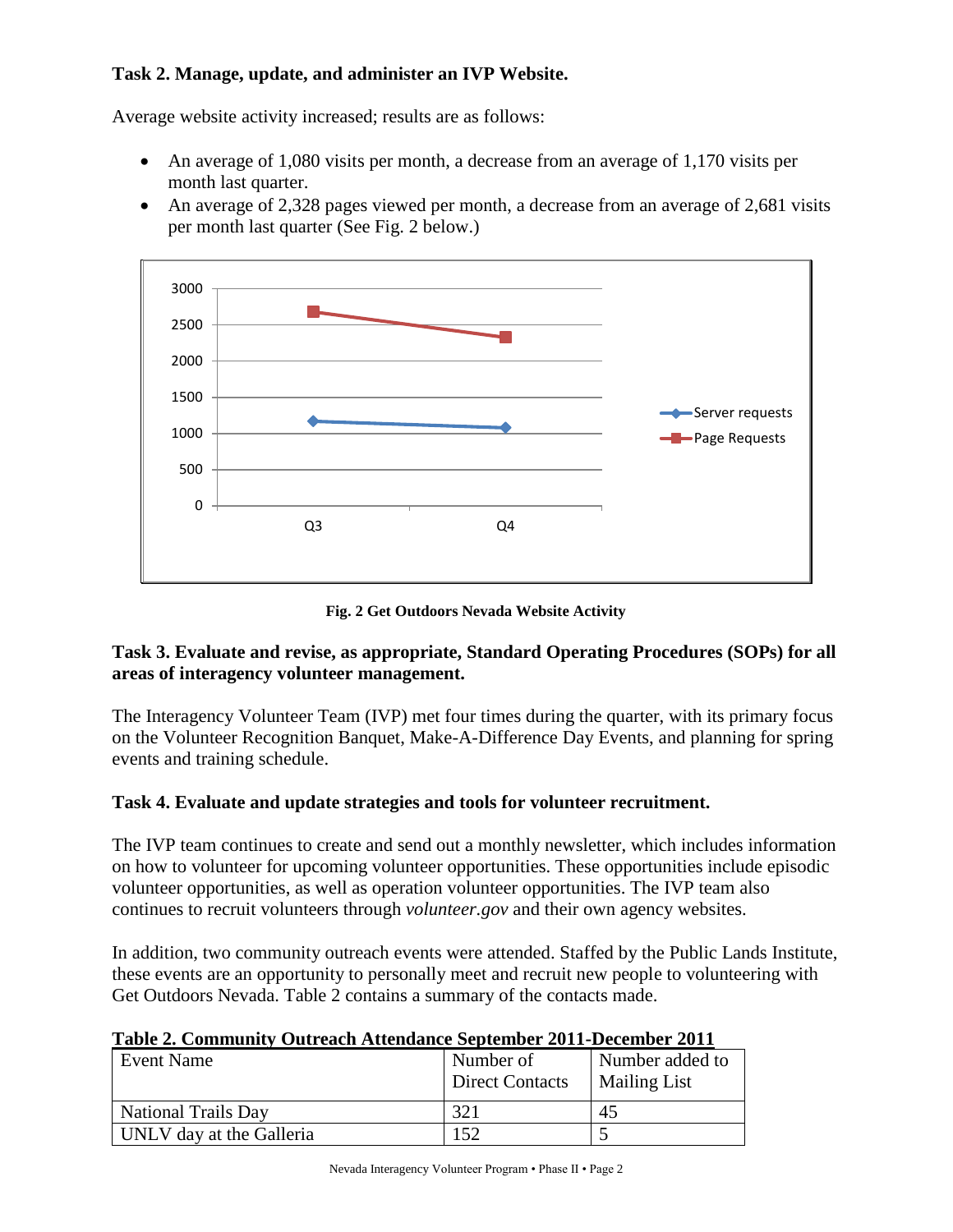**Task 2. Manage, update, and administer an IVP Website.**

Average website activity increased; results are as follows:

- An average of 1,080 visits per month, a decrease from an average of 1,170 visits per month last quarter.
- An average of 2,328 pages viewed per month, a decrease from an average of 2,681 visits per month last quarter (See Fig. 2 below.)

**Fig. 2 Get Outdoors Nevada Website Activity**

**Task 3. Evaluate and revise, as appropriate, Standard Operating Procedures (SOPs) for all areas of interagency volunteer management.**

The Interagency Volunteer Team (IVP) met four times during the quarter, with its primary focus on the Volunteer Recognition Banquet, Make-A-Difference Day Events, and planning for spring events and training schedule.

**Task 4. Evaluate and update strategies and tools for volunteer recruitment.**

The IVP team continues to create and send out a monthly newsletter, which includes information on how to volunteer for upcoming volunteer opportunities. These opportunities include episodic volunteer opportunities, as well as operation volunteer opportunities. The IVP team also continues to recruit volunteers through *volunteer.gov* and their own agency websites.

In addition, two community outreach events were attended. Staffed by the Public Lands Institute, these events are an opportunity to personally meet and recruit new people to volunteering with Get Outdoors Nevada. Table 2 contains a summary of the contacts made.

**Table 2. Community Outreach Attendance September 2011-December 2011**

| Event Name | Number of Direct Contacts | Number added to Mailing List |
|---|---|---|
| National Trails Day | 321 | 45 |
| UNLV day at the Galleria | 152 | 5 |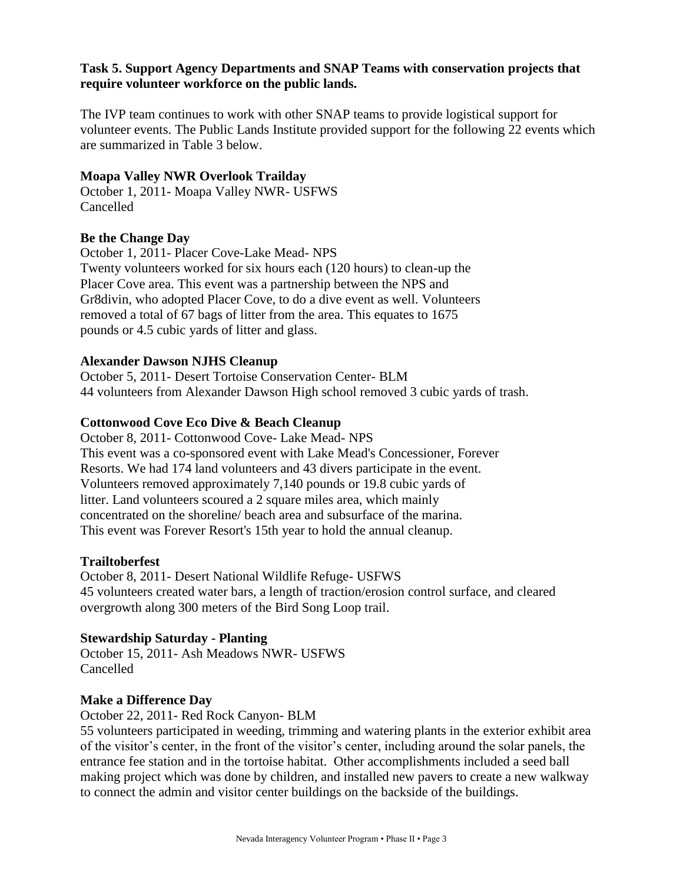**Task 5. Support Agency Departments and SNAP Teams with conservation projects that require volunteer workforce on the public lands.**

The IVP team continues to work with other SNAP teams to provide logistical support for volunteer events. The Public Lands Institute provided support for the following 22 events which are summarized in Table 3 below.

**Moapa Valley NWR Overlook Trailday**

October 1, 2011- Moapa Valley NWR- USFWS
Cancelled

**Be the Change Day**

October 1, 2011- Placer Cove-Lake Mead- NPS
Twenty volunteers worked for six hours each (120 hours) to clean-up the Placer Cove area. This event was a partnership between the NPS and Gr8divin, who adopted Placer Cove, to do a dive event as well. Volunteers removed a total of 67 bags of litter from the area. This equates to 1675 pounds or 4.5 cubic yards of litter and glass.

**Alexander Dawson NJHS Cleanup**

October 5, 2011- Desert Tortoise Conservation Center- BLM
44 volunteers from Alexander Dawson High school removed 3 cubic yards of trash.

**Cottonwood Cove Eco Dive & Beach Cleanup**

October 8, 2011- Cottonwood Cove- Lake Mead- NPS
This event was a co-sponsored event with Lake Mead's Concessioner, Forever Resorts. We had 174 land volunteers and 43 divers participate in the event. Volunteers removed approximately 7,140 pounds or 19.8 cubic yards of litter. Land volunteers scoured a 2 square miles area, which mainly concentrated on the shoreline/ beach area and subsurface of the marina. This event was Forever Resort's 15th year to hold the annual cleanup.

**Trailtoberfest**

October 8, 2011- Desert National Wildlife Refuge- USFWS
45 volunteers created water bars, a length of traction/erosion control surface, and cleared overgrowth along 300 meters of the Bird Song Loop trail.

**Stewardship Saturday - Planting**

October 15, 2011- Ash Meadows NWR- USFWS
Cancelled

**Make a Difference Day**

October 22, 2011- Red Rock Canyon- BLM
55 volunteers participated in weeding, trimming and watering plants in the exterior exhibit area of the visitor's center, in the front of the visitor's center, including around the solar panels, the entrance fee station and in the tortoise habitat. Other accomplishments included a seed ball making project which was done by children, and installed new pavers to create a new walkway to connect the admin and visitor center buildings on the backside of the buildings.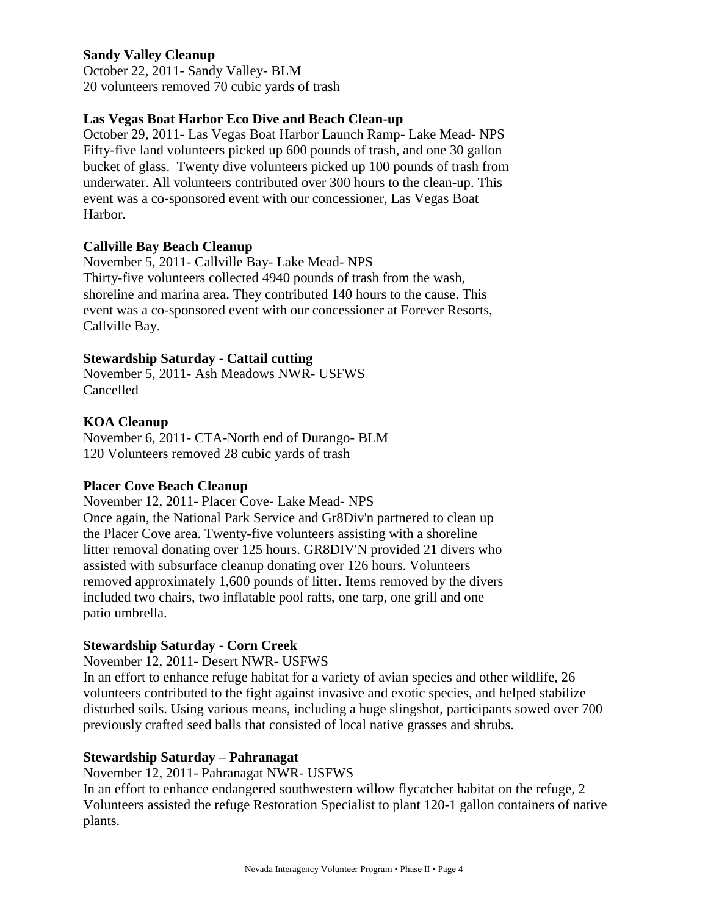**Sandy Valley Cleanup**
October 22, 2011- Sandy Valley- BLM
20 volunteers removed 70 cubic yards of trash

**Las Vegas Boat Harbor Eco Dive and Beach Clean-up**
October 29, 2011- Las Vegas Boat Harbor Launch Ramp- Lake Mead- NPS
Fifty-five land volunteers picked up 600 pounds of trash, and one 30 gallon bucket of glass. Twenty dive volunteers picked up 100 pounds of trash from underwater. All volunteers contributed over 300 hours to the clean-up. This event was a co-sponsored event with our concessioner, Las Vegas Boat Harbor.

**Callville Bay Beach Cleanup**
November 5, 2011- Callville Bay- Lake Mead- NPS
Thirty-five volunteers collected 4940 pounds of trash from the wash, shoreline and marina area. They contributed 140 hours to the cause. This event was a co-sponsored event with our concessioner at Forever Resorts, Callville Bay.

**Stewardship Saturday - Cattail cutting**
November 5, 2011- Ash Meadows NWR- USFWS
Cancelled

**KOA Cleanup**
November 6, 2011- CTA-North end of Durango- BLM
120 Volunteers removed 28 cubic yards of trash

**Placer Cove Beach Cleanup**
November 12, 2011- Placer Cove- Lake Mead- NPS
Once again, the National Park Service and Gr8Div'n partnered to clean up the Placer Cove area. Twenty-five volunteers assisting with a shoreline litter removal donating over 125 hours. GR8DIV'N provided 21 divers who assisted with subsurface cleanup donating over 126 hours. Volunteers removed approximately 1,600 pounds of litter. Items removed by the divers included two chairs, two inflatable pool rafts, one tarp, one grill and one patio umbrella.

**Stewardship Saturday - Corn Creek**
November 12, 2011- Desert NWR- USFWS
In an effort to enhance refuge habitat for a variety of avian species and other wildlife, 26 volunteers contributed to the fight against invasive and exotic species, and helped stabilize disturbed soils. Using various means, including a huge slingshot, participants sowed over 700 previously crafted seed balls that consisted of local native grasses and shrubs.

**Stewardship Saturday – Pahranagat**
November 12, 2011- Pahranagat NWR- USFWS
In an effort to enhance endangered southwestern willow flycatcher habitat on the refuge, 2 Volunteers assisted the refuge Restoration Specialist to plant 120-1 gallon containers of native plants.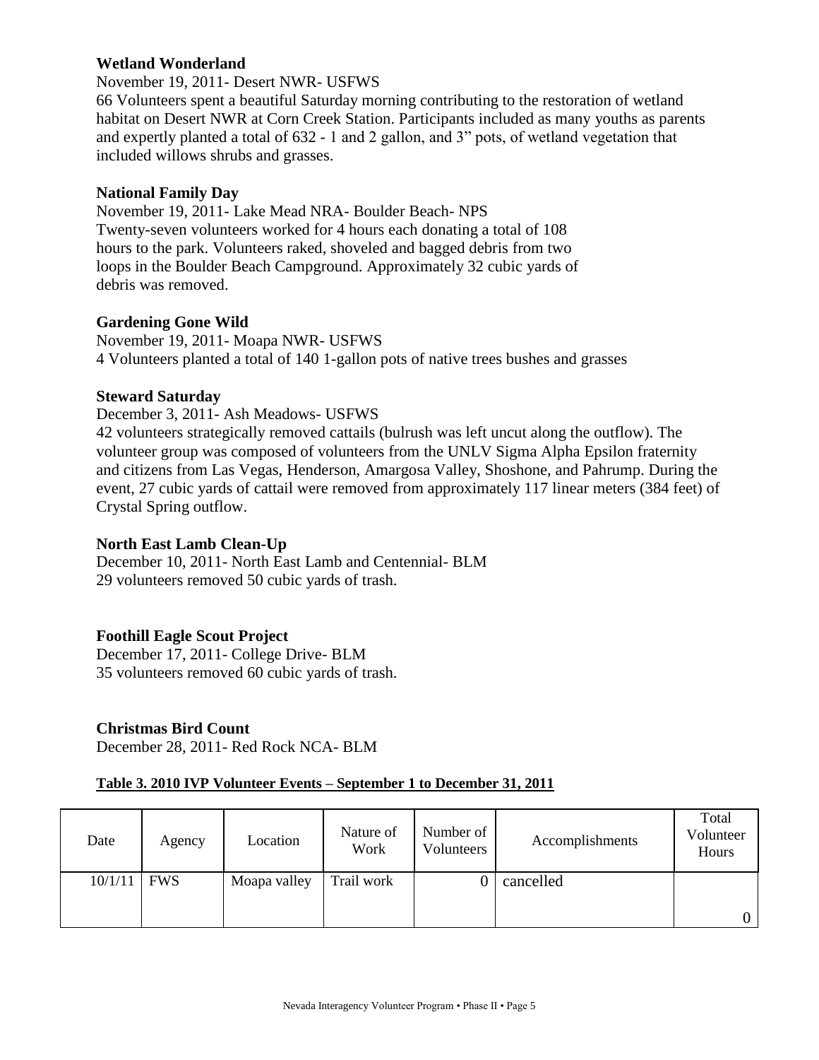**Wetland Wonderland**

November 19, 2011- Desert NWR- USFWS

66 Volunteers spent a beautiful Saturday morning contributing to the restoration of wetland habitat on Desert NWR at Corn Creek Station. Participants included as many youths as parents and expertly planted a total of 632 - 1 and 2 gallon, and 3" pots, of wetland vegetation that included willows shrubs and grasses.

**National Family Day**

November 19, 2011- Lake Mead NRA- Boulder Beach- NPS

Twenty-seven volunteers worked for 4 hours each donating a total of 108 hours to the park. Volunteers raked, shoveled and bagged debris from two loops in the Boulder Beach Campground. Approximately 32 cubic yards of debris was removed.

**Gardening Gone Wild**

November 19, 2011- Moapa NWR- USFWS

4 Volunteers planted a total of 140 1-gallon pots of native trees bushes and grasses

**Steward Saturday**

December 3, 2011- Ash Meadows- USFWS

42 volunteers strategically removed cattails (bulrush was left uncut along the outflow). The volunteer group was composed of volunteers from the UNLV Sigma Alpha Epsilon fraternity and citizens from Las Vegas, Henderson, Amargosa Valley, Shoshone, and Pahrump. During the event, 27 cubic yards of cattail were removed from approximately 117 linear meters (384 feet) of Crystal Spring outflow.

**North East Lamb Clean-Up**

December 10, 2011- North East Lamb and Centennial- BLM

29 volunteers removed 50 cubic yards of trash.

**Foothill Eagle Scout Project**

December 17, 2011- College Drive- BLM

35 volunteers removed 60 cubic yards of trash.

**Christmas Bird Count**

December 28, 2011- Red Rock NCA- BLM

**Table 3. 2010 IVP Volunteer Events – September 1 to December 31, 2011**

| Date | Agency | Location | Nature of Work | Number of Volunteers | Accomplishments | Total Volunteer Hours |
|---|---|---|---|---|---|---|
| 10/1/11 | FWS | Moapa valley | Trail work | 0 | cancelled | 0 |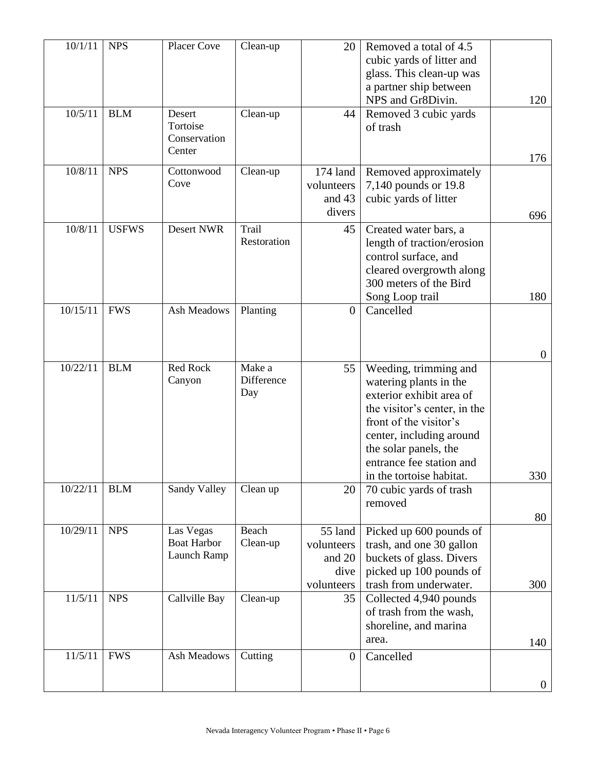| 10/1/11 | NPS | Placer Cove | Clean-up | 20 | Removed a total of 4.5 cubic yards of litter and glass. This clean-up was a partner ship between NPS and Gr8Divin. | 120 |
|---|---|---|---|---|---|---|
| 10/5/11 | BLM | Desert Tortoise Conservation Center | Clean-up | 44 | Removed 3 cubic yards of trash | 176 |
| 10/8/11 | NPS | Cottonwood Cove | Clean-up | 174 land volunteers and 43 divers | Removed approximately 7,140 pounds or 19.8 cubic yards of litter | 696 |
| 10/8/11 | USFWS | Desert NWR | Trail Restoration | 45 | Created water bars, a length of traction/erosion control surface, and cleared overgrowth along 300 meters of the Bird Song Loop trail | 180 |
| 10/15/11 | FWS | Ash Meadows | Planting | 0 | Cancelled | 0 |
| 10/22/11 | BLM | Red Rock Canyon | Make a Difference Day | 55 | Weeding, trimming and watering plants in the exterior exhibit area of the visitor's center, in the front of the visitor's center, including around the solar panels, the entrance fee station and in the tortoise habitat. | 330 |
| 10/22/11 | BLM | Sandy Valley | Clean up | 20 | 70 cubic yards of trash removed | 80 |
| 10/29/11 | NPS | Las Vegas Boat Harbor Launch Ramp | Beach Clean-up | 55 land volunteers and 20 dive volunteers | Picked up 600 pounds of trash, and one 30 gallon buckets of glass. Divers picked up 100 pounds of trash from underwater. | 300 |
| 11/5/11 | NPS | Callville Bay | Clean-up | 35 | Collected 4,940 pounds of trash from the wash, shoreline, and marina area. | 140 |
| 11/5/11 | FWS | Ash Meadows | Cutting | 0 | Cancelled | 0 |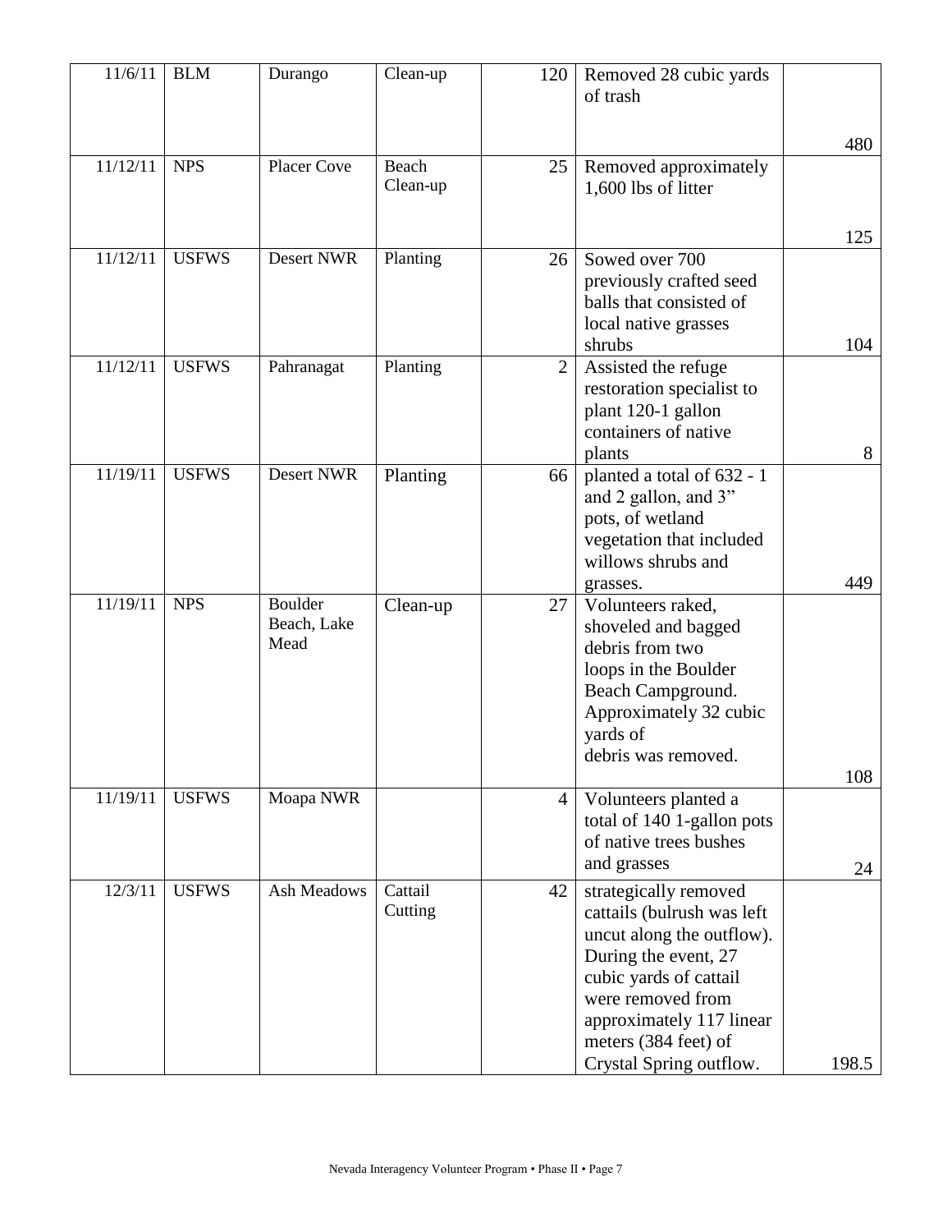| 11/6/11 | BLM | Durango | Clean-up | 120 | Removed 28 cubic yards of trash | 480 |
|---|---|---|---|---|---|---|
| 11/12/11 | NPS | Placer Cove | Beach Clean-up | 25 | Removed approximately 1,600 lbs of litter | 125 |
| 11/12/11 | USFWS | Desert NWR | Planting | 26 | Sowed over 700 previously crafted seed balls that consisted of local native grasses shrubs | 104 |
| 11/12/11 | USFWS | Pahranagat | Planting | 2 | Assisted the refuge restoration specialist to plant 120-1 gallon containers of native plants | 8 |
| 11/19/11 | USFWS | Desert NWR | Planting | 66 | planted a total of 632 - 1 and 2 gallon, and 3" pots, of wetland vegetation that included willows shrubs and grasses. | 449 |
| 11/19/11 | NPS | Boulder Beach, Lake Mead | Clean-up | 27 | Volunteers raked, shoveled and bagged debris from two loops in the Boulder Beach Campground. Approximately 32 cubic yards of debris was removed. | 108 |
| 11/19/11 | USFWS | Moapa NWR | | 4 | Volunteers planted a total of 140 1-gallon pots of native trees bushes and grasses | 24 |
| 12/3/11 | USFWS | Ash Meadows | Cattail Cutting | 42 | strategically removed cattails (bulrush was left uncut along the outflow). During the event, 27 cubic yards of cattail were removed from approximately 117 linear meters (384 feet) of Crystal Spring outflow. | 198.5 |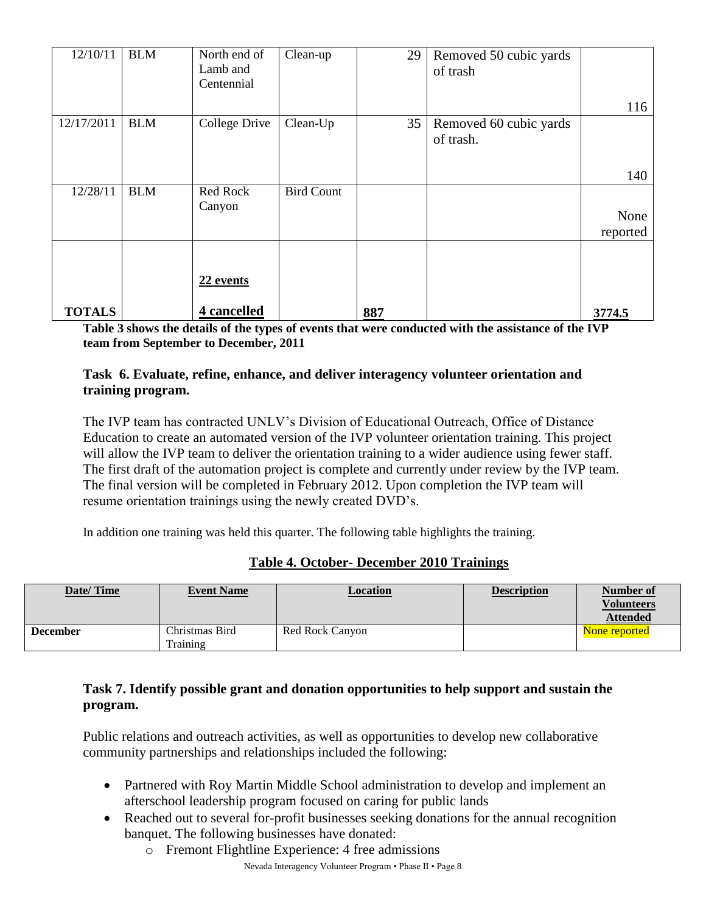| | | | | | | |
|---|---|---|---|---|---|---|
| 12/10/11 | BLM | North end of Lamb and Centennial | Clean-up | 29 | Removed 50 cubic yards of trash | 116 |
| 12/17/2011 | BLM | College Drive | Clean-Up | 35 | Removed 60 cubic yards of trash. | 140 |
| 12/28/11 | BLM | Red Rock Canyon | Bird Count | | | None reported |
| **TOTALS** | | **22 events** **4 cancelled** | | **887** | | **3774.5** |

**Table 3 shows the details of the types of events that were conducted with the assistance of the IVP team from September to December, 2011**

### Task 6. Evaluate, refine, enhance, and deliver interagency volunteer orientation and training program.

The IVP team has contracted UNLV's Division of Educational Outreach, Office of Distance Education to create an automated version of the IVP volunteer orientation training. This project will allow the IVP team to deliver the orientation training to a wider audience using fewer staff. The first draft of the automation project is complete and currently under review by the IVP team. The final version will be completed in February 2012. Upon completion the IVP team will resume orientation trainings using the newly created DVD's.

In addition one training was held this quarter. The following table highlights the training.

**Table 4. October- December 2010 Trainings**

| Date/ Time | Event Name | Location | Description | Number of Volunteers Attended |
|---|---|---|---|---|
| **December** | Christmas Bird Training | Red Rock Canyon | | None reported |

### Task 7. Identify possible grant and donation opportunities to help support and sustain the program.

Public relations and outreach activities, as well as opportunities to develop new collaborative community partnerships and relationships included the following:

- Partnered with Roy Martin Middle School administration to develop and implement an afterschool leadership program focused on caring for public lands
- Reached out to several for-profit businesses seeking donations for the annual recognition banquet. The following businesses have donated:
  - Fremont Flightline Experience: 4 free admissions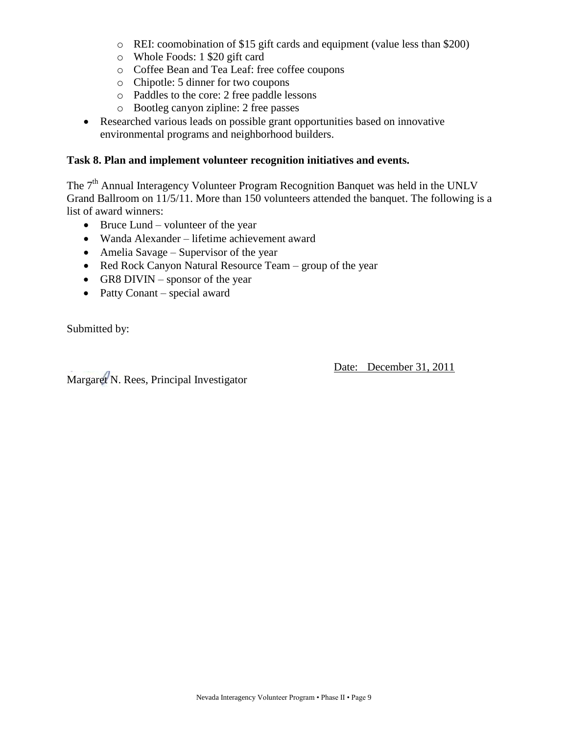- REI: coomobination of $15 gift cards and equipment (value less than $200)
    - Whole Foods: 1 $20 gift card
    - Coffee Bean and Tea Leaf: free coffee coupons
    - Chipotle: 5 dinner for two coupons
    - Paddles to the core: 2 free paddle lessons
    - Bootleg canyon zipline: 2 free passes
- Researched various leads on possible grant opportunities based on innovative environmental programs and neighborhood builders.

**Task 8. Plan and implement volunteer recognition initiatives and events.**

The 7th Annual Interagency Volunteer Program Recognition Banquet was held in the UNLV Grand Ballroom on 11/5/11. More than 150 volunteers attended the banquet. The following is a list of award winners:

- Bruce Lund – volunteer of the year
- Wanda Alexander – lifetime achievement award
- Amelia Savage – Supervisor of the year
- Red Rock Canyon Natural Resource Team – group of the year
- GR8 DIVIN – sponsor of the year
- Patty Conant – special award

Submitted by:

Date: December 31, 2011

Margaret N. Rees, Principal Investigator